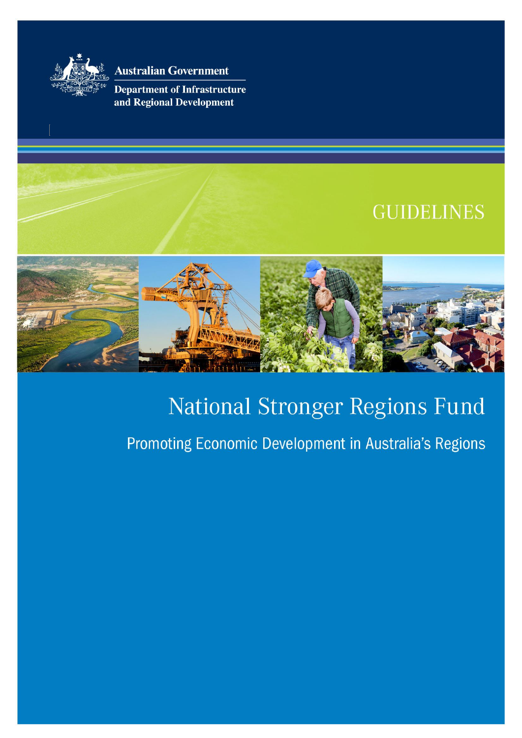Australian Government

Department of Infrastructure and Regional Development

GUIDELINES

# National Stronger Regions Fund

## Promoting Economic Development in Australia's Regions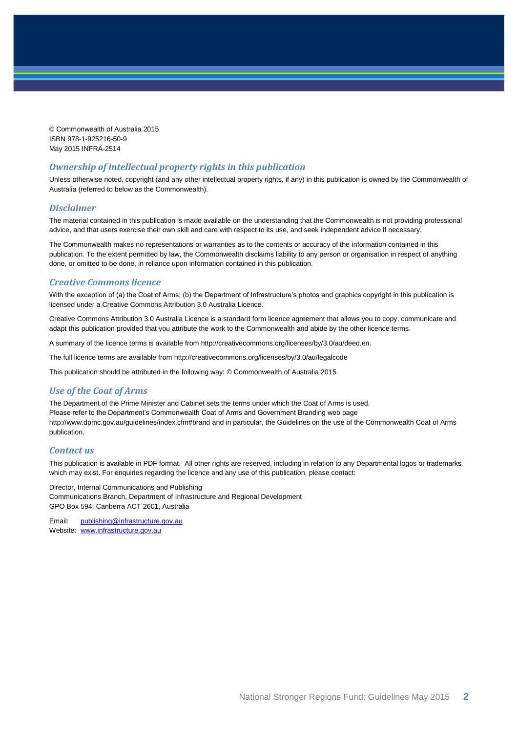© Commonwealth of Australia 2015
ISBN 978-1-925216-50-9
May 2015 INFRA-2514

### *Ownership of intellectual property rights in this publication*

Unless otherwise noted, copyright (and any other intellectual property rights, if any) in this publication is owned by the Commonwealth of Australia (referred to below as the Commonwealth).

### *Disclaimer*

The material contained in this publication is made available on the understanding that the Commonwealth is not providing professional advice, and that users exercise their own skill and care with respect to its use, and seek independent advice if necessary.

The Commonwealth makes no representations or warranties as to the contents or accuracy of the information contained in this publication. To the extent permitted by law, the Commonwealth disclaims liability to any person or organisation in respect of anything done, or omitted to be done, in reliance upon information contained in this publication.

### *Creative Commons licence*

With the exception of (a) the Coat of Arms; (b) the Department of Infrastructure's photos and graphics copyright in this publication is licensed under a Creative Commons Attribution 3.0 Australia Licence.

Creative Commons Attribution 3.0 Australia Licence is a standard form licence agreement that allows you to copy, communicate and adapt this publication provided that you attribute the work to the Commonwealth and abide by the other licence terms.

A summary of the licence terms is available from http://creativecommons.org/licenses/by/3.0/au/deed.en.

The full licence terms are available from http://creativecommons.org/licenses/by/3.0/au/legalcode

This publication should be attributed in the following way: © Commonwealth of Australia 2015

### *Use of the Coat of Arms*

The Department of the Prime Minister and Cabinet sets the terms under which the Coat of Arms is used.
Please refer to the Department's Commonwealth Coat of Arms and Government Branding web page http://www.dpmc.gov.au/guidelines/index.cfm#brand and in particular, the Guidelines on the use of the Commonwealth Coat of Arms publication.

### *Contact us*

This publication is available in PDF format. All other rights are reserved, including in relation to any Departmental logos or trademarks which may exist. For enquiries regarding the licence and any use of this publication, please contact:

Director, Internal Communications and Publishing
Communications Branch, Department of Infrastructure and Regional Development
GPO Box 594, Canberra ACT 2601, Australia

Email: publishing@infrastructure.gov.au
Website: www.infrastructure.gov.au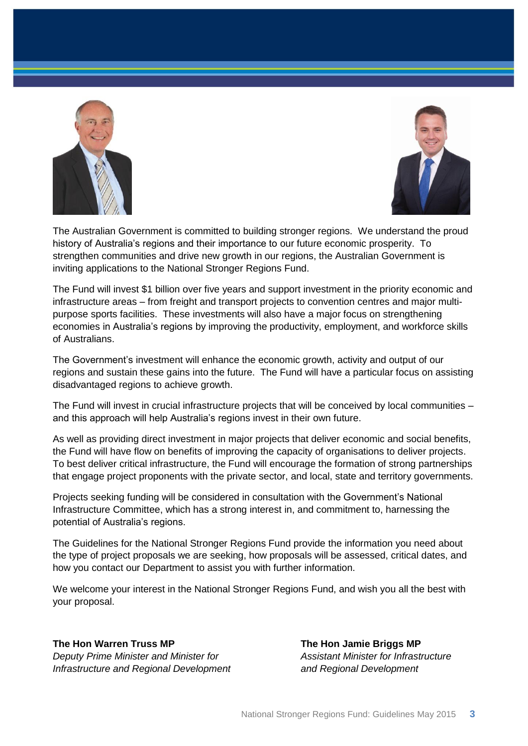The Australian Government is committed to building stronger regions. We understand the proud history of Australia's regions and their importance to our future economic prosperity. To strengthen communities and drive new growth in our regions, the Australian Government is inviting applications to the National Stronger Regions Fund.

The Fund will invest $1 billion over five years and support investment in the priority economic and infrastructure areas – from freight and transport projects to convention centres and major multi-purpose sports facilities. These investments will also have a major focus on strengthening economies in Australia's regions by improving the productivity, employment, and workforce skills of Australians.

The Government's investment will enhance the economic growth, activity and output of our regions and sustain these gains into the future. The Fund will have a particular focus on assisting disadvantaged regions to achieve growth.

The Fund will invest in crucial infrastructure projects that will be conceived by local communities – and this approach will help Australia's regions invest in their own future.

As well as providing direct investment in major projects that deliver economic and social benefits, the Fund will have flow on benefits of improving the capacity of organisations to deliver projects. To best deliver critical infrastructure, the Fund will encourage the formation of strong partnerships that engage project proponents with the private sector, and local, state and territory governments.

Projects seeking funding will be considered in consultation with the Government's National Infrastructure Committee, which has a strong interest in, and commitment to, harnessing the potential of Australia's regions.

The Guidelines for the National Stronger Regions Fund provide the information you need about the type of project proposals we are seeking, how proposals will be assessed, critical dates, and how you contact our Department to assist you with further information.

We welcome your interest in the National Stronger Regions Fund, and wish you all the best with your proposal.

**The Hon Warren Truss MP**
*Deputy Prime Minister and Minister for Infrastructure and Regional Development*

**The Hon Jamie Briggs MP**
*Assistant Minister for Infrastructure and Regional Development*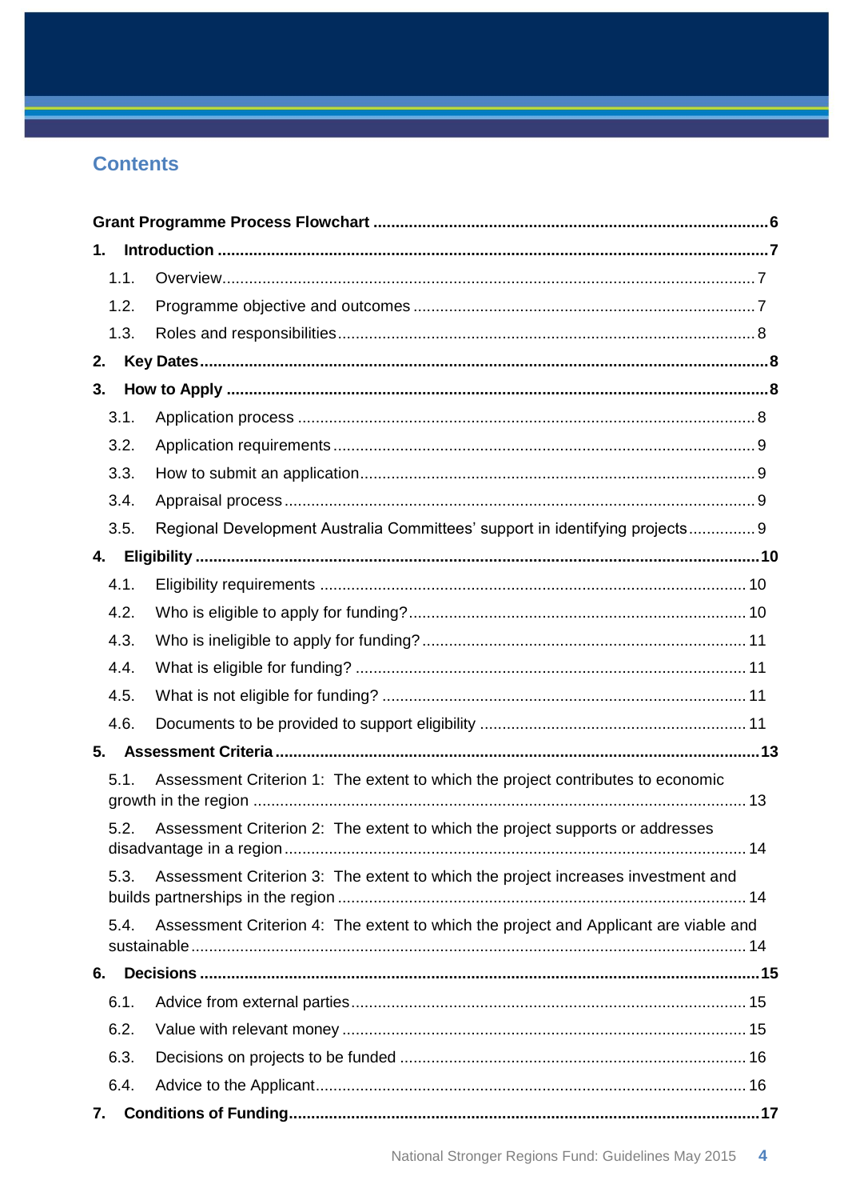# Contents

**Grant Programme Process Flowchart** .......... **6**

**1. Introduction** .......... **7**

- 1.1. Overview .......... 7
- 1.2. Programme objective and outcomes .......... 7
- 1.3. Roles and responsibilities .......... 8

**2. Key Dates** .......... **8**

**3. How to Apply** .......... **8**

- 3.1. Application process .......... 8
- 3.2. Application requirements .......... 9
- 3.3. How to submit an application .......... 9
- 3.4. Appraisal process .......... 9
- 3.5. Regional Development Australia Committees' support in identifying projects .......... 9

**4. Eligibility** .......... **10**

- 4.1. Eligibility requirements .......... 10
- 4.2. Who is eligible to apply for funding? .......... 10
- 4.3. Who is ineligible to apply for funding? .......... 11
- 4.4. What is eligible for funding? .......... 11
- 4.5. What is not eligible for funding? .......... 11
- 4.6. Documents to be provided to support eligibility .......... 11

**5. Assessment Criteria** .......... **13**

- 5.1. Assessment Criterion 1: The extent to which the project contributes to economic growth in the region .......... 13
- 5.2. Assessment Criterion 2: The extent to which the project supports or addresses disadvantage in a region .......... 14
- 5.3. Assessment Criterion 3: The extent to which the project increases investment and builds partnerships in the region .......... 14
- 5.4. Assessment Criterion 4: The extent to which the project and Applicant are viable and sustainable .......... 14

**6. Decisions** .......... **15**

- 6.1. Advice from external parties .......... 15
- 6.2. Value with relevant money .......... 15
- 6.3. Decisions on projects to be funded .......... 16
- 6.4. Advice to the Applicant .......... 16

**7. Conditions of Funding** .......... **17**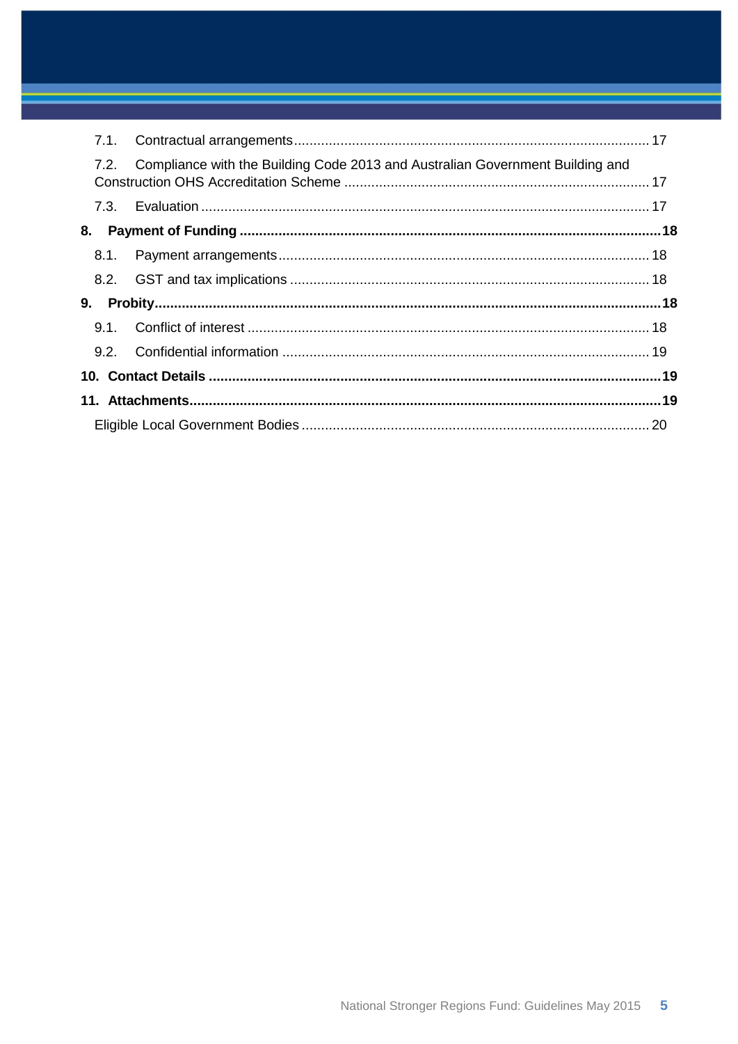7.1. Contractual arrangements ........ 17

7.2. Compliance with the Building Code 2013 and Australian Government Building and Construction OHS Accreditation Scheme ........ 17

7.3. Evaluation ........ 17

**8. Payment of Funding ........ 18**

8.1. Payment arrangements ........ 18

8.2. GST and tax implications ........ 18

**9. Probity ........ 18**

9.1. Conflict of interest ........ 18

9.2. Confidential information ........ 19

**10. Contact Details ........ 19**

**11. Attachments ........ 19**

Eligible Local Government Bodies ........ 20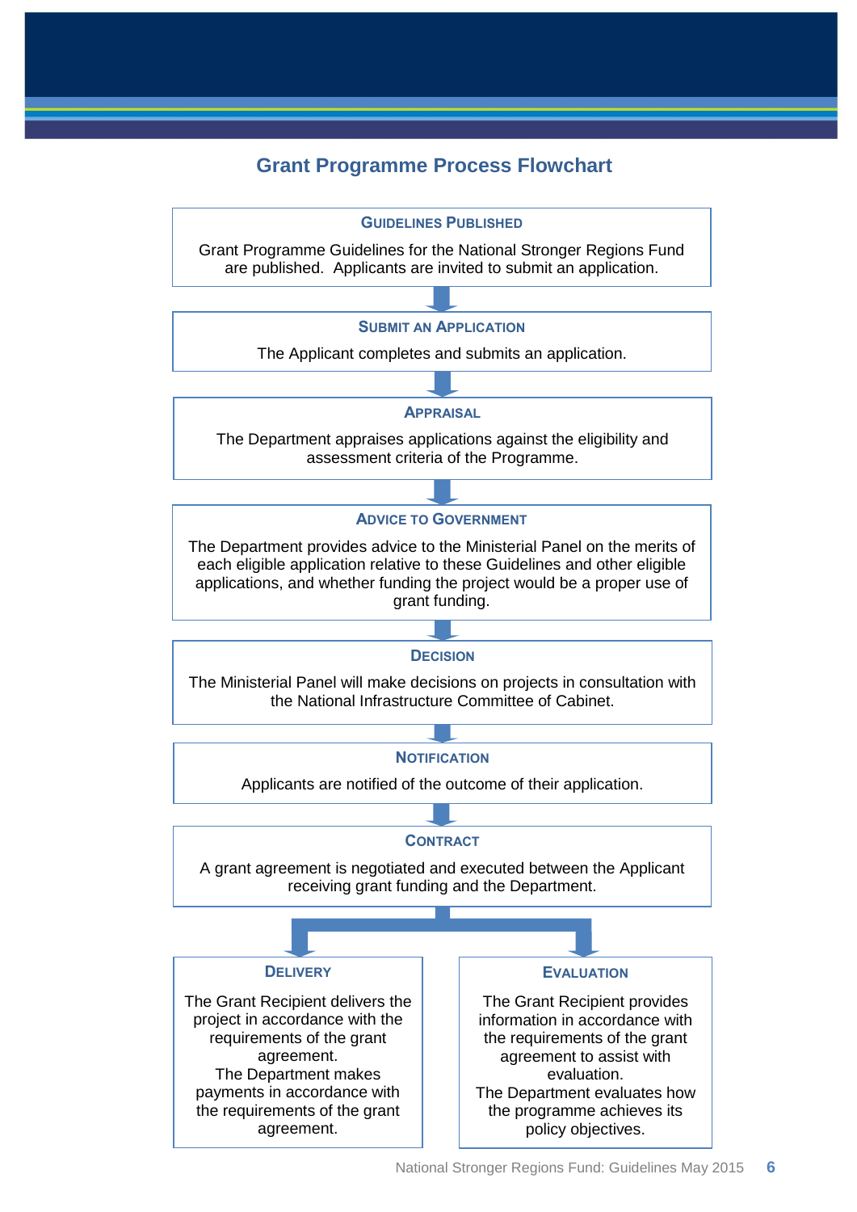## Grant Programme Process Flowchart

**Guidelines Published**

Grant Programme Guidelines for the National Stronger Regions Fund are published. Applicants are invited to submit an application.

↓

**Submit an Application**

The Applicant completes and submits an application.

↓

**Appraisal**

The Department appraises applications against the eligibility and assessment criteria of the Programme.

↓

**Advice to Government**

The Department provides advice to the Ministerial Panel on the merits of each eligible application relative to these Guidelines and other eligible applications, and whether funding the project would be a proper use of grant funding.

↓

**Decision**

The Ministerial Panel will make decisions on projects in consultation with the National Infrastructure Committee of Cabinet.

↓

**Notification**

Applicants are notified of the outcome of their application.

↓

**Contract**

A grant agreement is negotiated and executed between the Applicant receiving grant funding and the Department.

↓

**Delivery**

The Grant Recipient delivers the project in accordance with the requirements of the grant agreement.
The Department makes payments in accordance with the requirements of the grant agreement.

**Evaluation**

The Grant Recipient provides information in accordance with the requirements of the grant agreement to assist with evaluation.
The Department evaluates how the programme achieves its policy objectives.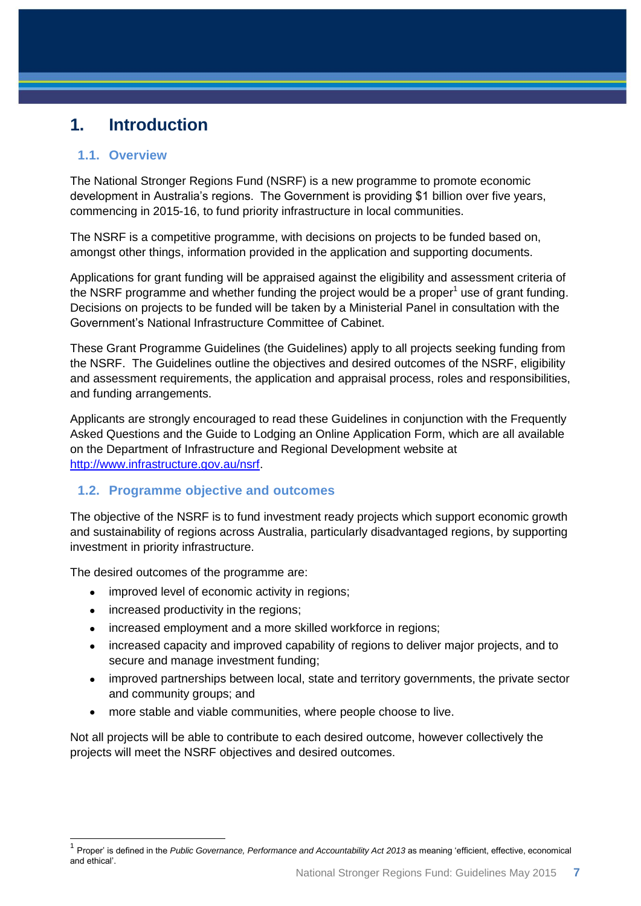# 1. Introduction

## 1.1. Overview

The National Stronger Regions Fund (NSRF) is a new programme to promote economic development in Australia's regions. The Government is providing $1 billion over five years, commencing in 2015-16, to fund priority infrastructure in local communities.

The NSRF is a competitive programme, with decisions on projects to be funded based on, amongst other things, information provided in the application and supporting documents.

Applications for grant funding will be appraised against the eligibility and assessment criteria of the NSRF programme and whether funding the project would be a proper[1] use of grant funding. Decisions on projects to be funded will be taken by a Ministerial Panel in consultation with the Government's National Infrastructure Committee of Cabinet.

These Grant Programme Guidelines (the Guidelines) apply to all projects seeking funding from the NSRF. The Guidelines outline the objectives and desired outcomes of the NSRF, eligibility and assessment requirements, the application and appraisal process, roles and responsibilities, and funding arrangements.

Applicants are strongly encouraged to read these Guidelines in conjunction with the Frequently Asked Questions and the Guide to Lodging an Online Application Form, which are all available on the Department of Infrastructure and Regional Development website at [http://www.infrastructure.gov.au/nsrf](http://www.infrastructure.gov.au/nsrf).

## 1.2. Programme objective and outcomes

The objective of the NSRF is to fund investment ready projects which support economic growth and sustainability of regions across Australia, particularly disadvantaged regions, by supporting investment in priority infrastructure.

The desired outcomes of the programme are:

- improved level of economic activity in regions;
- increased productivity in the regions;
- increased employment and a more skilled workforce in regions;
- increased capacity and improved capability of regions to deliver major projects, and to secure and manage investment funding;
- improved partnerships between local, state and territory governments, the private sector and community groups; and
- more stable and viable communities, where people choose to live.

Not all projects will be able to contribute to each desired outcome, however collectively the projects will meet the NSRF objectives and desired outcomes.

---

[1] Proper' is defined in the *Public Governance, Performance and Accountability Act 2013* as meaning 'efficient, effective, economical and ethical'.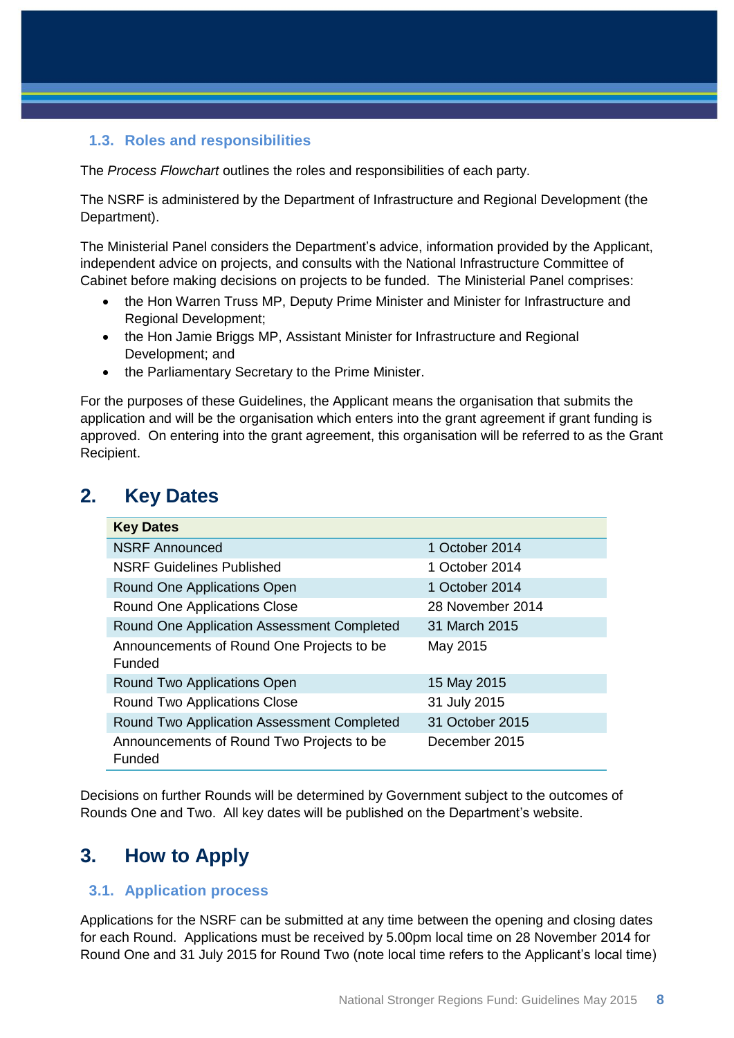### 1.3. Roles and responsibilities

The *Process Flowchart* outlines the roles and responsibilities of each party.

The NSRF is administered by the Department of Infrastructure and Regional Development (the Department).

The Ministerial Panel considers the Department's advice, information provided by the Applicant, independent advice on projects, and consults with the National Infrastructure Committee of Cabinet before making decisions on projects to be funded. The Ministerial Panel comprises:

- the Hon Warren Truss MP, Deputy Prime Minister and Minister for Infrastructure and Regional Development;
- the Hon Jamie Briggs MP, Assistant Minister for Infrastructure and Regional Development; and
- the Parliamentary Secretary to the Prime Minister.

For the purposes of these Guidelines, the Applicant means the organisation that submits the application and will be the organisation which enters into the grant agreement if grant funding is approved. On entering into the grant agreement, this organisation will be referred to as the Grant Recipient.

## 2. Key Dates

| Key Dates | |
|---|---|
| NSRF Announced | 1 October 2014 |
| NSRF Guidelines Published | 1 October 2014 |
| Round One Applications Open | 1 October 2014 |
| Round One Applications Close | 28 November 2014 |
| Round One Application Assessment Completed | 31 March 2015 |
| Announcements of Round One Projects to be Funded | May 2015 |
| Round Two Applications Open | 15 May 2015 |
| Round Two Applications Close | 31 July 2015 |
| Round Two Application Assessment Completed | 31 October 2015 |
| Announcements of Round Two Projects to be Funded | December 2015 |

Decisions on further Rounds will be determined by Government subject to the outcomes of Rounds One and Two. All key dates will be published on the Department's website.

## 3. How to Apply

### 3.1. Application process

Applications for the NSRF can be submitted at any time between the opening and closing dates for each Round. Applications must be received by 5.00pm local time on 28 November 2014 for Round One and 31 July 2015 for Round Two (note local time refers to the Applicant's local time)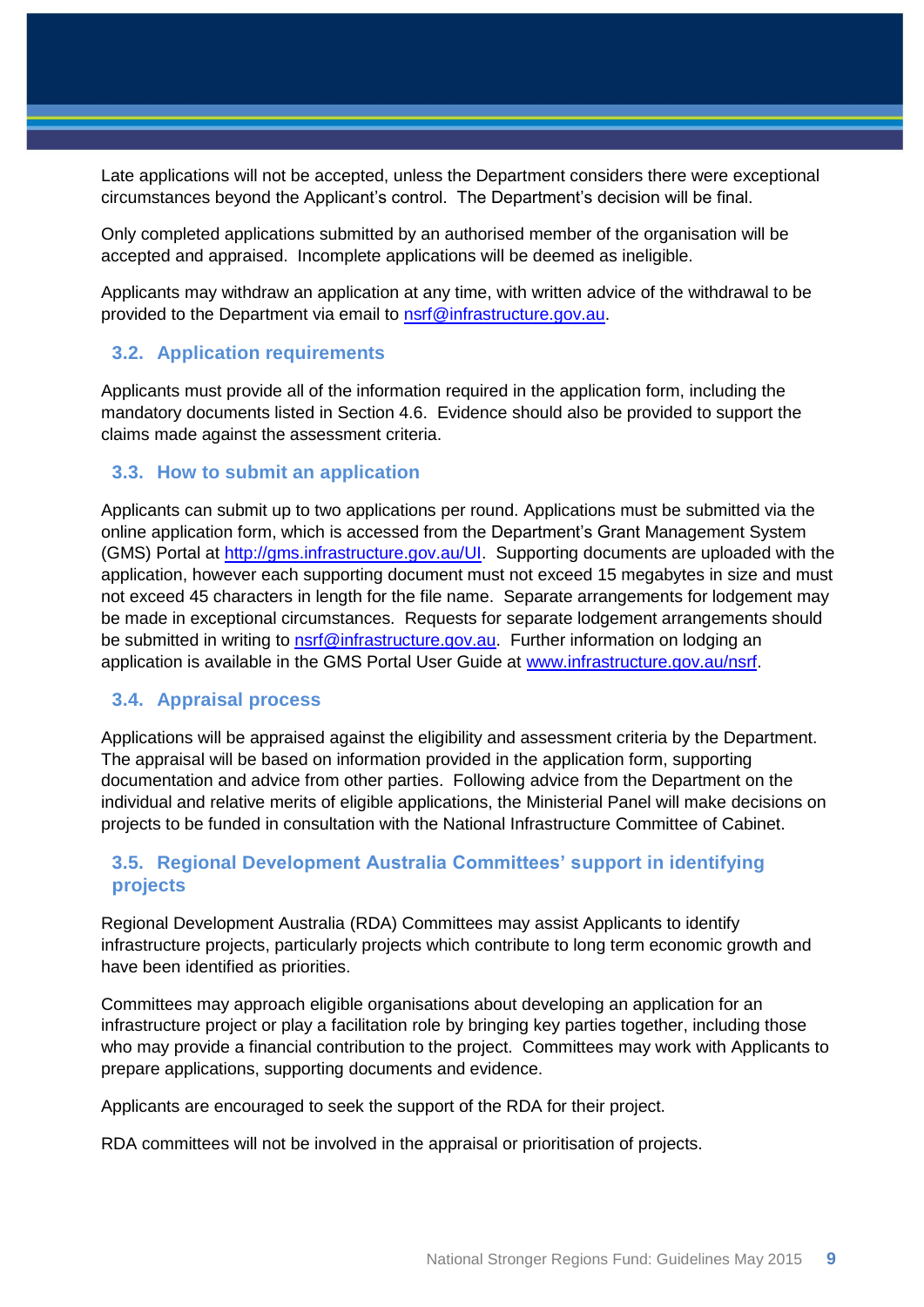Late applications will not be accepted, unless the Department considers there were exceptional circumstances beyond the Applicant's control. The Department's decision will be final.

Only completed applications submitted by an authorised member of the organisation will be accepted and appraised. Incomplete applications will be deemed as ineligible.

Applicants may withdraw an application at any time, with written advice of the withdrawal to be provided to the Department via email to nsrf@infrastructure.gov.au.

### 3.2. Application requirements

Applicants must provide all of the information required in the application form, including the mandatory documents listed in Section 4.6. Evidence should also be provided to support the claims made against the assessment criteria.

### 3.3. How to submit an application

Applicants can submit up to two applications per round. Applications must be submitted via the online application form, which is accessed from the Department's Grant Management System (GMS) Portal at http://gms.infrastructure.gov.au/UI. Supporting documents are uploaded with the application, however each supporting document must not exceed 15 megabytes in size and must not exceed 45 characters in length for the file name. Separate arrangements for lodgement may be made in exceptional circumstances. Requests for separate lodgement arrangements should be submitted in writing to nsrf@infrastructure.gov.au. Further information on lodging an application is available in the GMS Portal User Guide at www.infrastructure.gov.au/nsrf.

### 3.4. Appraisal process

Applications will be appraised against the eligibility and assessment criteria by the Department. The appraisal will be based on information provided in the application form, supporting documentation and advice from other parties. Following advice from the Department on the individual and relative merits of eligible applications, the Ministerial Panel will make decisions on projects to be funded in consultation with the National Infrastructure Committee of Cabinet.

### 3.5. Regional Development Australia Committees' support in identifying projects

Regional Development Australia (RDA) Committees may assist Applicants to identify infrastructure projects, particularly projects which contribute to long term economic growth and have been identified as priorities.

Committees may approach eligible organisations about developing an application for an infrastructure project or play a facilitation role by bringing key parties together, including those who may provide a financial contribution to the project. Committees may work with Applicants to prepare applications, supporting documents and evidence.

Applicants are encouraged to seek the support of the RDA for their project.

RDA committees will not be involved in the appraisal or prioritisation of projects.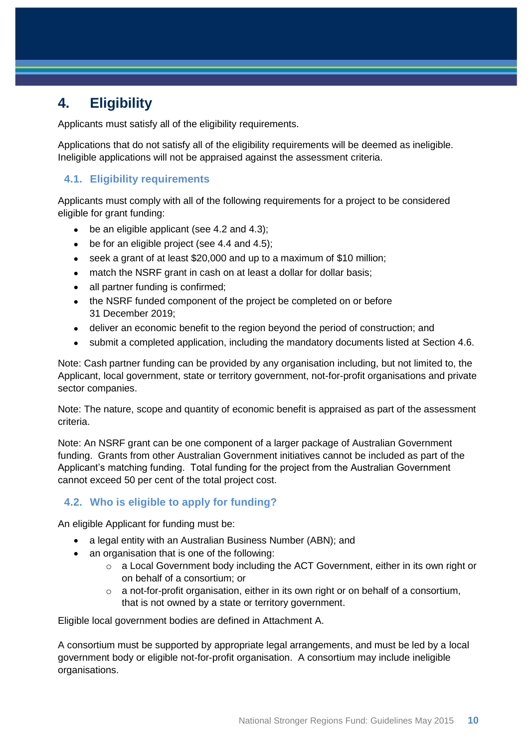# 4. Eligibility

Applicants must satisfy all of the eligibility requirements.

Applications that do not satisfy all of the eligibility requirements will be deemed as ineligible. Ineligible applications will not be appraised against the assessment criteria.

## 4.1. Eligibility requirements

Applicants must comply with all of the following requirements for a project to be considered eligible for grant funding:

- be an eligible applicant (see 4.2 and 4.3);
- be for an eligible project (see 4.4 and 4.5);
- seek a grant of at least $20,000 and up to a maximum of $10 million;
- match the NSRF grant in cash on at least a dollar for dollar basis;
- all partner funding is confirmed;
- the NSRF funded component of the project be completed on or before 31 December 2019;
- deliver an economic benefit to the region beyond the period of construction; and
- submit a completed application, including the mandatory documents listed at Section 4.6.

Note: Cash partner funding can be provided by any organisation including, but not limited to, the Applicant, local government, state or territory government, not-for-profit organisations and private sector companies.

Note: The nature, scope and quantity of economic benefit is appraised as part of the assessment criteria.

Note: An NSRF grant can be one component of a larger package of Australian Government funding. Grants from other Australian Government initiatives cannot be included as part of the Applicant's matching funding. Total funding for the project from the Australian Government cannot exceed 50 per cent of the total project cost.

## 4.2. Who is eligible to apply for funding?

An eligible Applicant for funding must be:

- a legal entity with an Australian Business Number (ABN); and
- an organisation that is one of the following:
  - a Local Government body including the ACT Government, either in its own right or on behalf of a consortium; or
  - a not-for-profit organisation, either in its own right or on behalf of a consortium, that is not owned by a state or territory government.

Eligible local government bodies are defined in Attachment A.

A consortium must be supported by appropriate legal arrangements, and must be led by a local government body or eligible not-for-profit organisation. A consortium may include ineligible organisations.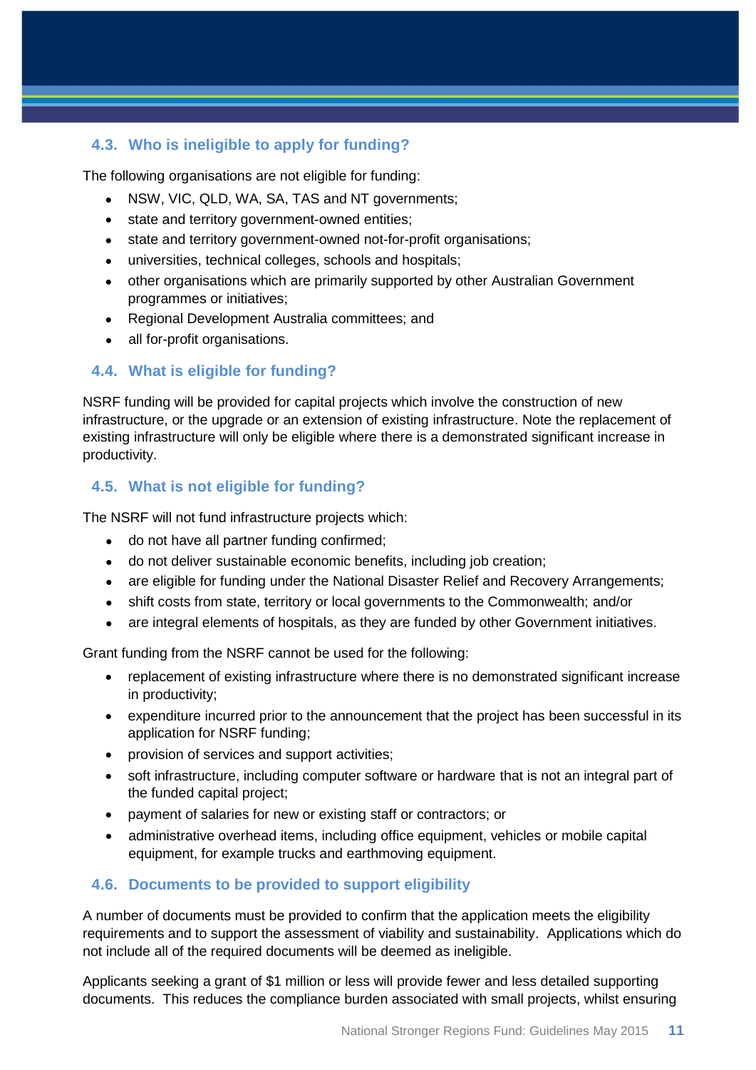### 4.3. Who is ineligible to apply for funding?

The following organisations are not eligible for funding:

- NSW, VIC, QLD, WA, SA, TAS and NT governments;
- state and territory government-owned entities;
- state and territory government-owned not-for-profit organisations;
- universities, technical colleges, schools and hospitals;
- other organisations which are primarily supported by other Australian Government programmes or initiatives;
- Regional Development Australia committees; and
- all for-profit organisations.

### 4.4. What is eligible for funding?

NSRF funding will be provided for capital projects which involve the construction of new infrastructure, or the upgrade or an extension of existing infrastructure. Note the replacement of existing infrastructure will only be eligible where there is a demonstrated significant increase in productivity.

### 4.5. What is not eligible for funding?

The NSRF will not fund infrastructure projects which:

- do not have all partner funding confirmed;
- do not deliver sustainable economic benefits, including job creation;
- are eligible for funding under the National Disaster Relief and Recovery Arrangements;
- shift costs from state, territory or local governments to the Commonwealth; and/or
- are integral elements of hospitals, as they are funded by other Government initiatives.

Grant funding from the NSRF cannot be used for the following:

- replacement of existing infrastructure where there is no demonstrated significant increase in productivity;
- expenditure incurred prior to the announcement that the project has been successful in its application for NSRF funding;
- provision of services and support activities;
- soft infrastructure, including computer software or hardware that is not an integral part of the funded capital project;
- payment of salaries for new or existing staff or contractors; or
- administrative overhead items, including office equipment, vehicles or mobile capital equipment, for example trucks and earthmoving equipment.

### 4.6. Documents to be provided to support eligibility

A number of documents must be provided to confirm that the application meets the eligibility requirements and to support the assessment of viability and sustainability. Applications which do not include all of the required documents will be deemed as ineligible.

Applicants seeking a grant of $1 million or less will provide fewer and less detailed supporting documents. This reduces the compliance burden associated with small projects, whilst ensuring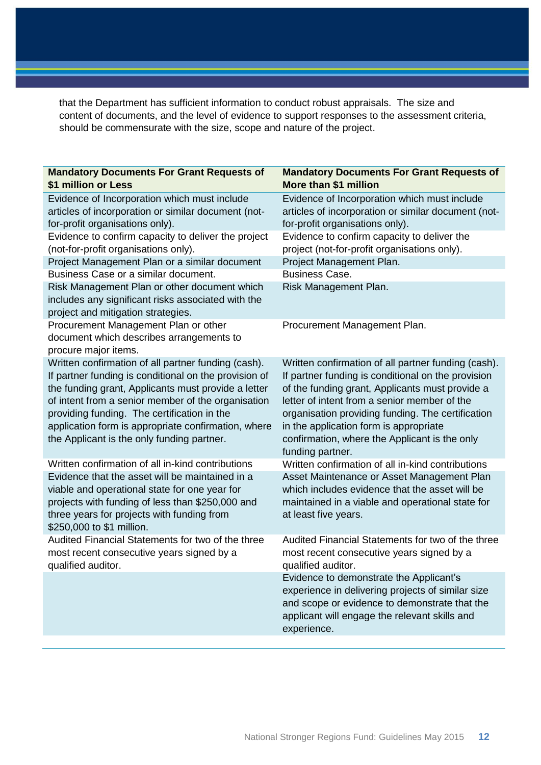that the Department has sufficient information to conduct robust appraisals. The size and content of documents, and the level of evidence to support responses to the assessment criteria, should be commensurate with the size, scope and nature of the project.

| **Mandatory Documents For Grant Requests of $1 million or Less** | **Mandatory Documents For Grant Requests of More than $1 million** |
|---|---|
| Evidence of Incorporation which must include articles of incorporation or similar document (not-for-profit organisations only). | Evidence of Incorporation which must include articles of incorporation or similar document (not-for-profit organisations only). |
| Evidence to confirm capacity to deliver the project (not-for-profit organisations only). | Evidence to confirm capacity to deliver the project (not-for-profit organisations only). |
| Project Management Plan or a similar document | Project Management Plan. |
| Business Case or a similar document. | Business Case. |
| Risk Management Plan or other document which includes any significant risks associated with the project and mitigation strategies. | Risk Management Plan. |
| Procurement Management Plan or other document which describes arrangements to procure major items. | Procurement Management Plan. |
| Written confirmation of all partner funding (cash). If partner funding is conditional on the provision of the funding grant, Applicants must provide a letter of intent from a senior member of the organisation providing funding. The certification in the application form is appropriate confirmation, where the Applicant is the only funding partner. | Written confirmation of all partner funding (cash). If partner funding is conditional on the provision of the funding grant, Applicants must provide a letter of intent from a senior member of the organisation providing funding. The certification in the application form is appropriate confirmation, where the Applicant is the only funding partner. |
| Written confirmation of all in-kind contributions | Written confirmation of all in-kind contributions |
| Evidence that the asset will be maintained in a viable and operational state for one year for projects with funding of less than $250,000 and three years for projects with funding from $250,000 to $1 million. | Asset Maintenance or Asset Management Plan which includes evidence that the asset will be maintained in a viable and operational state for at least five years. |
| Audited Financial Statements for two of the three most recent consecutive years signed by a qualified auditor. | Audited Financial Statements for two of the three most recent consecutive years signed by a qualified auditor. |
| | Evidence to demonstrate the Applicant's experience in delivering projects of similar size and scope or evidence to demonstrate that the applicant will engage the relevant skills and experience. |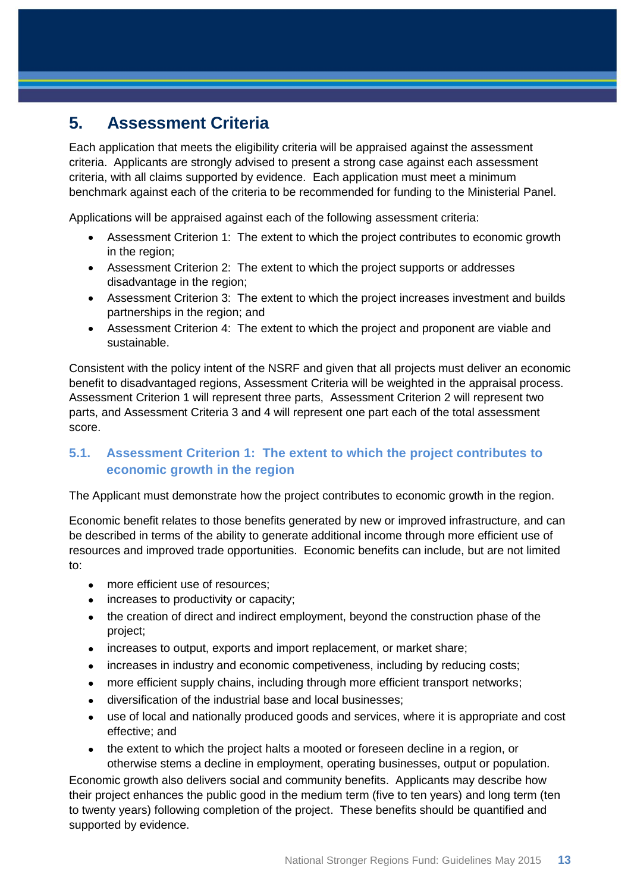## 5. Assessment Criteria

Each application that meets the eligibility criteria will be appraised against the assessment criteria. Applicants are strongly advised to present a strong case against each assessment criteria, with all claims supported by evidence. Each application must meet a minimum benchmark against each of the criteria to be recommended for funding to the Ministerial Panel.

Applications will be appraised against each of the following assessment criteria:

- Assessment Criterion 1: The extent to which the project contributes to economic growth in the region;
- Assessment Criterion 2: The extent to which the project supports or addresses disadvantage in the region;
- Assessment Criterion 3: The extent to which the project increases investment and builds partnerships in the region; and
- Assessment Criterion 4: The extent to which the project and proponent are viable and sustainable.

Consistent with the policy intent of the NSRF and given that all projects must deliver an economic benefit to disadvantaged regions, Assessment Criteria will be weighted in the appraisal process. Assessment Criterion 1 will represent three parts, Assessment Criterion 2 will represent two parts, and Assessment Criteria 3 and 4 will represent one part each of the total assessment score.

### 5.1. Assessment Criterion 1: The extent to which the project contributes to economic growth in the region

The Applicant must demonstrate how the project contributes to economic growth in the region.

Economic benefit relates to those benefits generated by new or improved infrastructure, and can be described in terms of the ability to generate additional income through more efficient use of resources and improved trade opportunities. Economic benefits can include, but are not limited to:

- more efficient use of resources;
- increases to productivity or capacity;
- the creation of direct and indirect employment, beyond the construction phase of the project;
- increases to output, exports and import replacement, or market share;
- increases in industry and economic competiveness, including by reducing costs;
- more efficient supply chains, including through more efficient transport networks;
- diversification of the industrial base and local businesses;
- use of local and nationally produced goods and services, where it is appropriate and cost effective; and
- the extent to which the project halts a mooted or foreseen decline in a region, or otherwise stems a decline in employment, operating businesses, output or population.

Economic growth also delivers social and community benefits. Applicants may describe how their project enhances the public good in the medium term (five to ten years) and long term (ten to twenty years) following completion of the project. These benefits should be quantified and supported by evidence.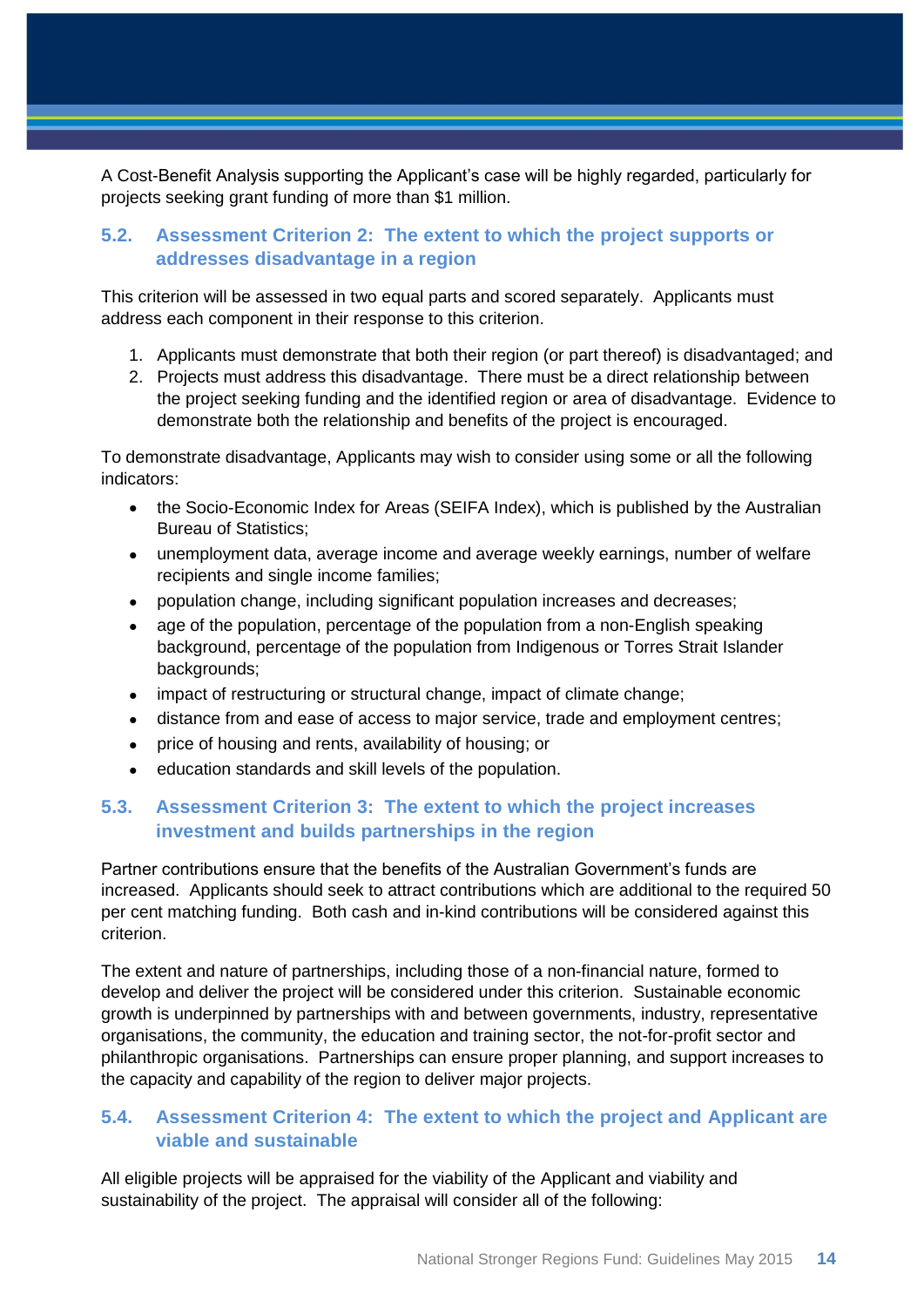A Cost-Benefit Analysis supporting the Applicant's case will be highly regarded, particularly for projects seeking grant funding of more than $1 million.

### 5.2. Assessment Criterion 2: The extent to which the project supports or addresses disadvantage in a region

This criterion will be assessed in two equal parts and scored separately. Applicants must address each component in their response to this criterion.

1. Applicants must demonstrate that both their region (or part thereof) is disadvantaged; and
2. Projects must address this disadvantage. There must be a direct relationship between the project seeking funding and the identified region or area of disadvantage. Evidence to demonstrate both the relationship and benefits of the project is encouraged.

To demonstrate disadvantage, Applicants may wish to consider using some or all the following indicators:

- the Socio-Economic Index for Areas (SEIFA Index), which is published by the Australian Bureau of Statistics;
- unemployment data, average income and average weekly earnings, number of welfare recipients and single income families;
- population change, including significant population increases and decreases;
- age of the population, percentage of the population from a non-English speaking background, percentage of the population from Indigenous or Torres Strait Islander backgrounds;
- impact of restructuring or structural change, impact of climate change;
- distance from and ease of access to major service, trade and employment centres;
- price of housing and rents, availability of housing; or
- education standards and skill levels of the population.

### 5.3. Assessment Criterion 3: The extent to which the project increases investment and builds partnerships in the region

Partner contributions ensure that the benefits of the Australian Government's funds are increased. Applicants should seek to attract contributions which are additional to the required 50 per cent matching funding. Both cash and in-kind contributions will be considered against this criterion.

The extent and nature of partnerships, including those of a non-financial nature, formed to develop and deliver the project will be considered under this criterion. Sustainable economic growth is underpinned by partnerships with and between governments, industry, representative organisations, the community, the education and training sector, the not-for-profit sector and philanthropic organisations. Partnerships can ensure proper planning, and support increases to the capacity and capability of the region to deliver major projects.

### 5.4. Assessment Criterion 4: The extent to which the project and Applicant are viable and sustainable

All eligible projects will be appraised for the viability of the Applicant and viability and sustainability of the project. The appraisal will consider all of the following: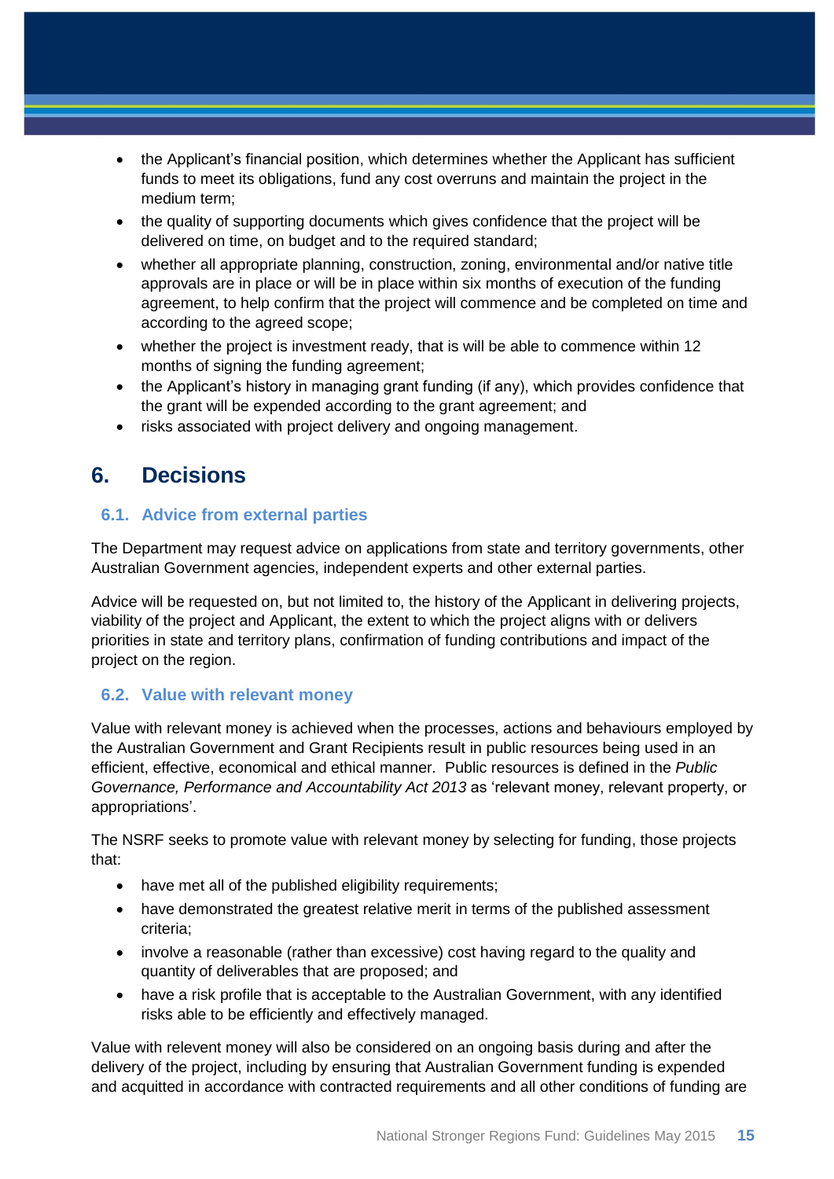- the Applicant's financial position, which determines whether the Applicant has sufficient funds to meet its obligations, fund any cost overruns and maintain the project in the medium term;
- the quality of supporting documents which gives confidence that the project will be delivered on time, on budget and to the required standard;
- whether all appropriate planning, construction, zoning, environmental and/or native title approvals are in place or will be in place within six months of execution of the funding agreement, to help confirm that the project will commence and be completed on time and according to the agreed scope;
- whether the project is investment ready, that is will be able to commence within 12 months of signing the funding agreement;
- the Applicant's history in managing grant funding (if any), which provides confidence that the grant will be expended according to the grant agreement; and
- risks associated with project delivery and ongoing management.

# 6. Decisions

## 6.1. Advice from external parties

The Department may request advice on applications from state and territory governments, other Australian Government agencies, independent experts and other external parties.

Advice will be requested on, but not limited to, the history of the Applicant in delivering projects, viability of the project and Applicant, the extent to which the project aligns with or delivers priorities in state and territory plans, confirmation of funding contributions and impact of the project on the region.

## 6.2. Value with relevant money

Value with relevant money is achieved when the processes, actions and behaviours employed by the Australian Government and Grant Recipients result in public resources being used in an efficient, effective, economical and ethical manner. Public resources is defined in the *Public Governance, Performance and Accountability Act 2013* as 'relevant money, relevant property, or appropriations'.

The NSRF seeks to promote value with relevant money by selecting for funding, those projects that:

- have met all of the published eligibility requirements;
- have demonstrated the greatest relative merit in terms of the published assessment criteria;
- involve a reasonable (rather than excessive) cost having regard to the quality and quantity of deliverables that are proposed; and
- have a risk profile that is acceptable to the Australian Government, with any identified risks able to be efficiently and effectively managed.

Value with relevent money will also be considered on an ongoing basis during and after the delivery of the project, including by ensuring that Australian Government funding is expended and acquitted in accordance with contracted requirements and all other conditions of funding are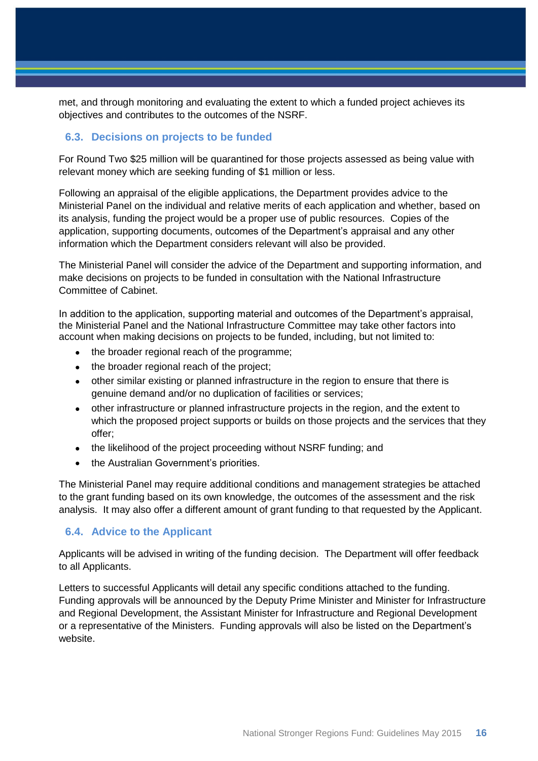met, and through monitoring and evaluating the extent to which a funded project achieves its objectives and contributes to the outcomes of the NSRF.

### 6.3. Decisions on projects to be funded

For Round Two $25 million will be quarantined for those projects assessed as being value with relevant money which are seeking funding of $1 million or less.

Following an appraisal of the eligible applications, the Department provides advice to the Ministerial Panel on the individual and relative merits of each application and whether, based on its analysis, funding the project would be a proper use of public resources. Copies of the application, supporting documents, outcomes of the Department's appraisal and any other information which the Department considers relevant will also be provided.

The Ministerial Panel will consider the advice of the Department and supporting information, and make decisions on projects to be funded in consultation with the National Infrastructure Committee of Cabinet.

In addition to the application, supporting material and outcomes of the Department's appraisal, the Ministerial Panel and the National Infrastructure Committee may take other factors into account when making decisions on projects to be funded, including, but not limited to:

- the broader regional reach of the programme;
- the broader regional reach of the project;
- other similar existing or planned infrastructure in the region to ensure that there is genuine demand and/or no duplication of facilities or services;
- other infrastructure or planned infrastructure projects in the region, and the extent to which the proposed project supports or builds on those projects and the services that they offer;
- the likelihood of the project proceeding without NSRF funding; and
- the Australian Government's priorities.

The Ministerial Panel may require additional conditions and management strategies be attached to the grant funding based on its own knowledge, the outcomes of the assessment and the risk analysis. It may also offer a different amount of grant funding to that requested by the Applicant.

### 6.4. Advice to the Applicant

Applicants will be advised in writing of the funding decision. The Department will offer feedback to all Applicants.

Letters to successful Applicants will detail any specific conditions attached to the funding. Funding approvals will be announced by the Deputy Prime Minister and Minister for Infrastructure and Regional Development, the Assistant Minister for Infrastructure and Regional Development or a representative of the Ministers. Funding approvals will also be listed on the Department's website.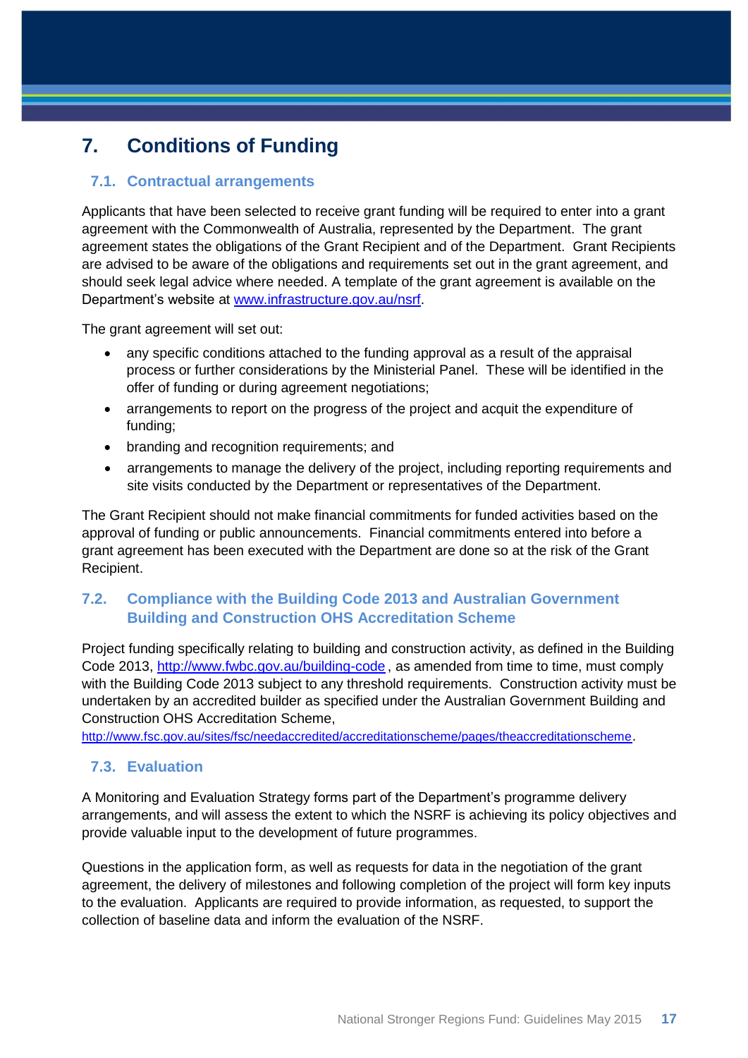# 7. Conditions of Funding

## 7.1. Contractual arrangements

Applicants that have been selected to receive grant funding will be required to enter into a grant agreement with the Commonwealth of Australia, represented by the Department. The grant agreement states the obligations of the Grant Recipient and of the Department. Grant Recipients are advised to be aware of the obligations and requirements set out in the grant agreement, and should seek legal advice where needed. A template of the grant agreement is available on the Department's website at www.infrastructure.gov.au/nsrf.

The grant agreement will set out:

- any specific conditions attached to the funding approval as a result of the appraisal process or further considerations by the Ministerial Panel. These will be identified in the offer of funding or during agreement negotiations;
- arrangements to report on the progress of the project and acquit the expenditure of funding;
- branding and recognition requirements; and
- arrangements to manage the delivery of the project, including reporting requirements and site visits conducted by the Department or representatives of the Department.

The Grant Recipient should not make financial commitments for funded activities based on the approval of funding or public announcements. Financial commitments entered into before a grant agreement has been executed with the Department are done so at the risk of the Grant Recipient.

## 7.2. Compliance with the Building Code 2013 and Australian Government Building and Construction OHS Accreditation Scheme

Project funding specifically relating to building and construction activity, as defined in the Building Code 2013, http://www.fwbc.gov.au/building-code, as amended from time to time, must comply with the Building Code 2013 subject to any threshold requirements. Construction activity must be undertaken by an accredited builder as specified under the Australian Government Building and Construction OHS Accreditation Scheme, http://www.fsc.gov.au/sites/fsc/needaccredited/accreditationscheme/pages/theaccreditationscheme.

## 7.3. Evaluation

A Monitoring and Evaluation Strategy forms part of the Department's programme delivery arrangements, and will assess the extent to which the NSRF is achieving its policy objectives and provide valuable input to the development of future programmes.

Questions in the application form, as well as requests for data in the negotiation of the grant agreement, the delivery of milestones and following completion of the project will form key inputs to the evaluation. Applicants are required to provide information, as requested, to support the collection of baseline data and inform the evaluation of the NSRF.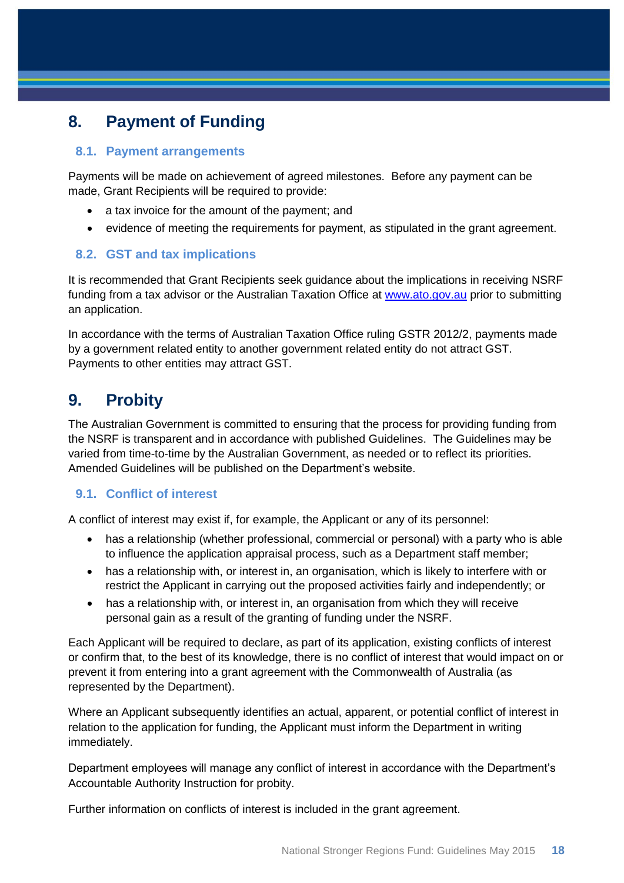# 8. Payment of Funding

## 8.1. Payment arrangements

Payments will be made on achievement of agreed milestones. Before any payment can be made, Grant Recipients will be required to provide:

- a tax invoice for the amount of the payment; and
- evidence of meeting the requirements for payment, as stipulated in the grant agreement.

## 8.2. GST and tax implications

It is recommended that Grant Recipients seek guidance about the implications in receiving NSRF funding from a tax advisor or the Australian Taxation Office at [www.ato.gov.au](http://www.ato.gov.au) prior to submitting an application.

In accordance with the terms of Australian Taxation Office ruling GSTR 2012/2, payments made by a government related entity to another government related entity do not attract GST. Payments to other entities may attract GST.

# 9. Probity

The Australian Government is committed to ensuring that the process for providing funding from the NSRF is transparent and in accordance with published Guidelines. The Guidelines may be varied from time-to-time by the Australian Government, as needed or to reflect its priorities. Amended Guidelines will be published on the Department's website.

## 9.1. Conflict of interest

A conflict of interest may exist if, for example, the Applicant or any of its personnel:

- has a relationship (whether professional, commercial or personal) with a party who is able to influence the application appraisal process, such as a Department staff member;
- has a relationship with, or interest in, an organisation, which is likely to interfere with or restrict the Applicant in carrying out the proposed activities fairly and independently; or
- has a relationship with, or interest in, an organisation from which they will receive personal gain as a result of the granting of funding under the NSRF.

Each Applicant will be required to declare, as part of its application, existing conflicts of interest or confirm that, to the best of its knowledge, there is no conflict of interest that would impact on or prevent it from entering into a grant agreement with the Commonwealth of Australia (as represented by the Department).

Where an Applicant subsequently identifies an actual, apparent, or potential conflict of interest in relation to the application for funding, the Applicant must inform the Department in writing immediately.

Department employees will manage any conflict of interest in accordance with the Department's Accountable Authority Instruction for probity.

Further information on conflicts of interest is included in the grant agreement.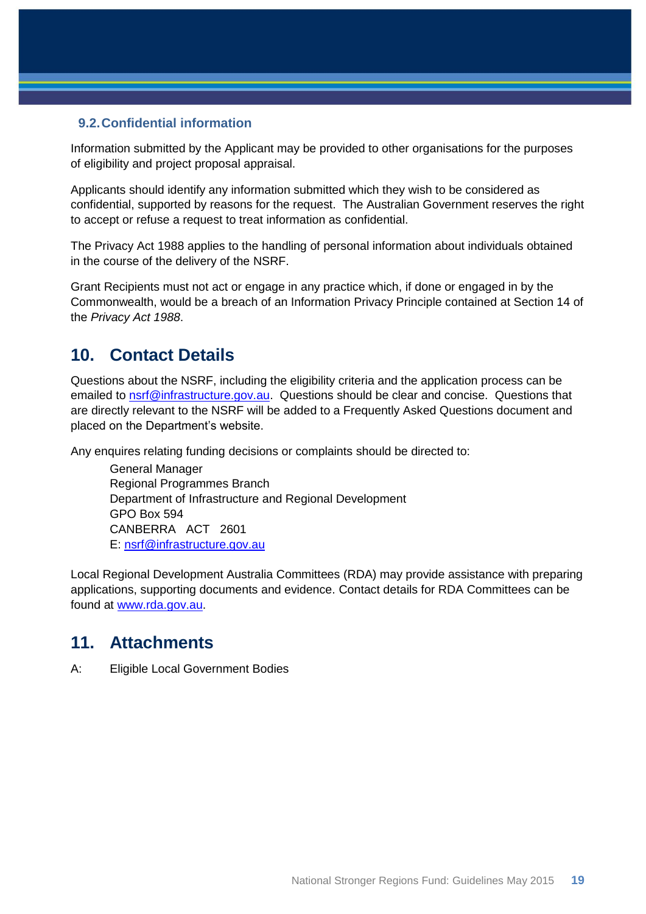### 9.2. Confidential information

Information submitted by the Applicant may be provided to other organisations for the purposes of eligibility and project proposal appraisal.

Applicants should identify any information submitted which they wish to be considered as confidential, supported by reasons for the request. The Australian Government reserves the right to accept or refuse a request to treat information as confidential.

The Privacy Act 1988 applies to the handling of personal information about individuals obtained in the course of the delivery of the NSRF.

Grant Recipients must not act or engage in any practice which, if done or engaged in by the Commonwealth, would be a breach of an Information Privacy Principle contained at Section 14 of the *Privacy Act 1988*.

## 10. Contact Details

Questions about the NSRF, including the eligibility criteria and the application process can be emailed to nsrf@infrastructure.gov.au. Questions should be clear and concise. Questions that are directly relevant to the NSRF will be added to a Frequently Asked Questions document and placed on the Department's website.

Any enquires relating funding decisions or complaints should be directed to:

General Manager
Regional Programmes Branch
Department of Infrastructure and Regional Development
GPO Box 594
CANBERRA ACT 2601
E: nsrf@infrastructure.gov.au

Local Regional Development Australia Committees (RDA) may provide assistance with preparing applications, supporting documents and evidence. Contact details for RDA Committees can be found at www.rda.gov.au.

## 11. Attachments

A: Eligible Local Government Bodies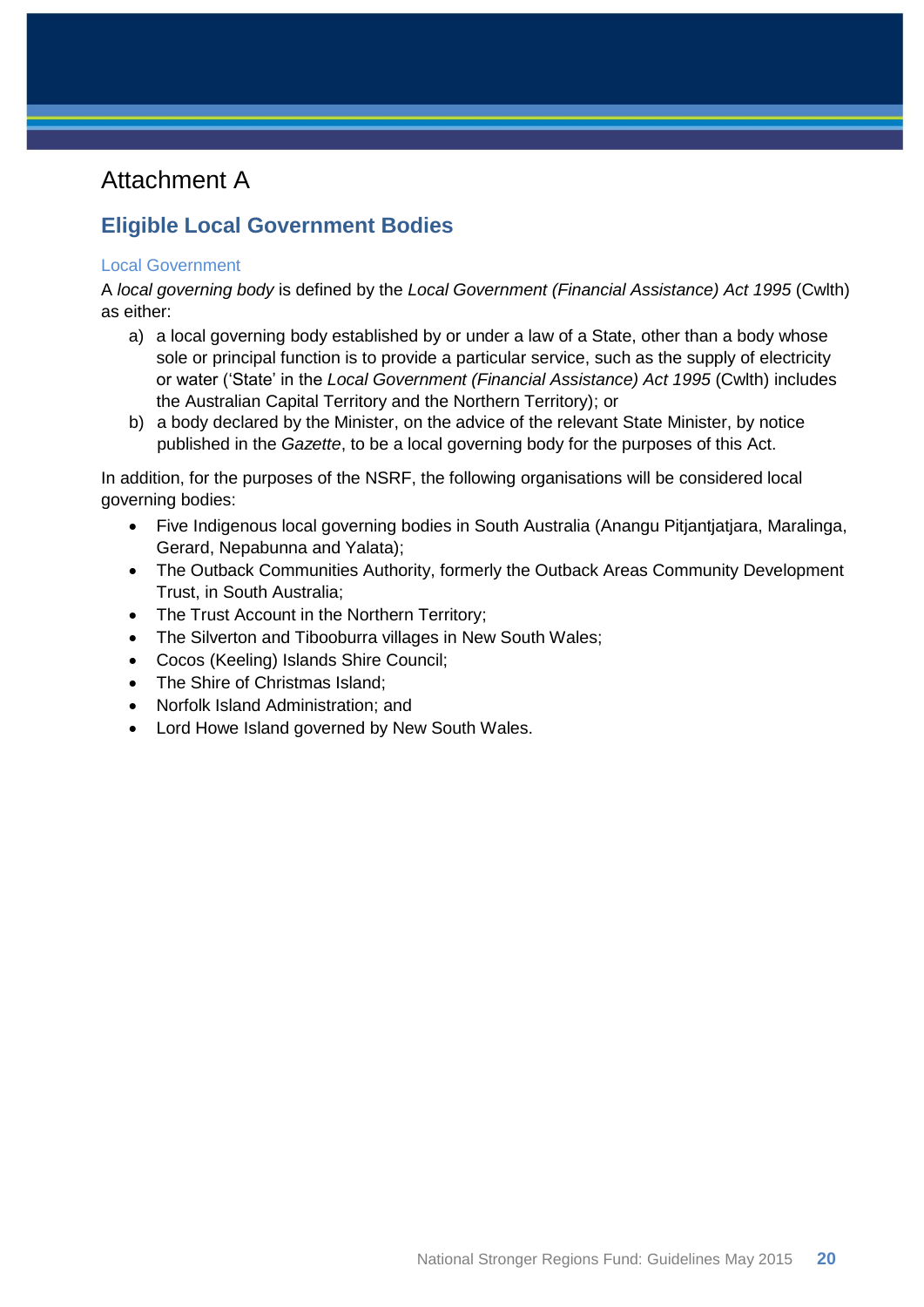# Attachment A

## Eligible Local Government Bodies

### Local Government

A *local governing body* is defined by the *Local Government (Financial Assistance) Act 1995* (Cwlth) as either:

a) a local governing body established by or under a law of a State, other than a body whose sole or principal function is to provide a particular service, such as the supply of electricity or water ('State' in the *Local Government (Financial Assistance) Act 1995* (Cwlth) includes the Australian Capital Territory and the Northern Territory); or

b) a body declared by the Minister, on the advice of the relevant State Minister, by notice published in the *Gazette*, to be a local governing body for the purposes of this Act.

In addition, for the purposes of the NSRF, the following organisations will be considered local governing bodies:

- Five Indigenous local governing bodies in South Australia (Anangu Pitjantjatjara, Maralinga, Gerard, Nepabunna and Yalata);
- The Outback Communities Authority, formerly the Outback Areas Community Development Trust, in South Australia;
- The Trust Account in the Northern Territory;
- The Silverton and Tibooburra villages in New South Wales;
- Cocos (Keeling) Islands Shire Council;
- The Shire of Christmas Island;
- Norfolk Island Administration; and
- Lord Howe Island governed by New South Wales.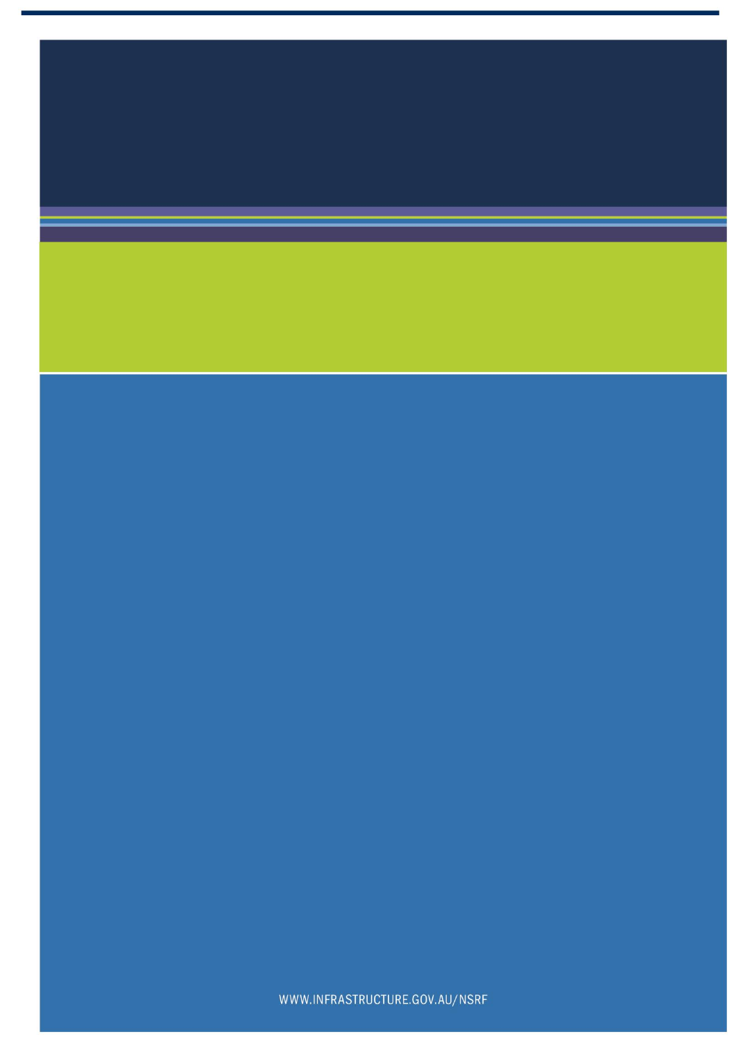WWW.INFRASTRUCTURE.GOV.AU/NSRF